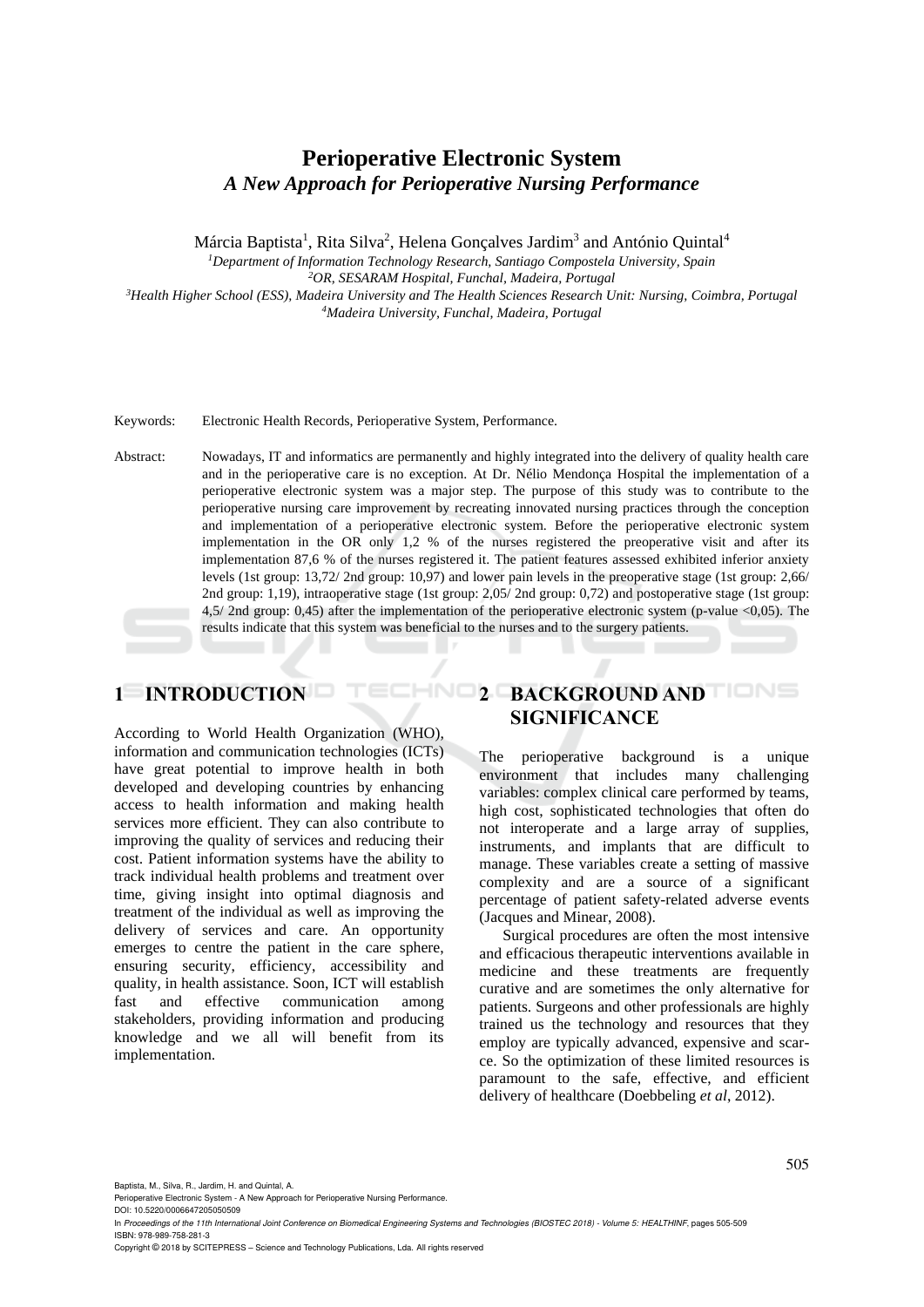# Perioperative Electronic System

## *A New Approach for Perioperative Nursing Performance*

Márcia Baptista[1], Rita Silva[2], Helena Gonçalves Jardim[3] and António Quintal[4]

[1]*Department of Information Technology Research, Santiago Compostela University, Spain*
[2]*OR, SESARAM Hospital, Funchal, Madeira, Portugal*
[3]*Health Higher School (ESS), Madeira University and The Health Sciences Research Unit: Nursing, Coimbra, Portugal*
[4]*Madeira University, Funchal, Madeira, Portugal*

Keywords: Electronic Health Records, Perioperative System, Performance.

Abstract: Nowadays, IT and informatics are permanently and highly integrated into the delivery of quality health care and in the perioperative care is no exception. At Dr. Nélio Mendonça Hospital the implementation of a perioperative electronic system was a major step. The purpose of this study was to contribute to the perioperative nursing care improvement by recreating innovated nursing practices through the conception and implementation of a perioperative electronic system. Before the perioperative electronic system implementation in the OR only 1,2 % of the nurses registered the preoperative visit and after its implementation 87,6 % of the nurses registered it. The patient features assessed exhibited inferior anxiety levels (1st group: 13,72/ 2nd group: 10,97) and lower pain levels in the preoperative stage (1st group: 2,66/ 2nd group: 1,19), intraoperative stage (1st group: 2,05/ 2nd group: 0,72) and postoperative stage (1st group: 4,5/ 2nd group: 0,45) after the implementation of the perioperative electronic system (p-value <0,05). The results indicate that this system was beneficial to the nurses and to the surgery patients.

## 1 INTRODUCTION

According to World Health Organization (WHO), information and communication technologies (ICTs) have great potential to improve health in both developed and developing countries by enhancing access to health information and making health services more efficient. They can also contribute to improving the quality of services and reducing their cost. Patient information systems have the ability to track individual health problems and treatment over time, giving insight into optimal diagnosis and treatment of the individual as well as improving the delivery of services and care. An opportunity emerges to centre the patient in the care sphere, ensuring security, efficiency, accessibility and quality, in health assistance. Soon, ICT will establish fast and effective communication among stakeholders, providing information and producing knowledge and we all will benefit from its implementation.

## 2 BACKGROUND AND SIGNIFICANCE

The perioperative background is a unique environment that includes many challenging variables: complex clinical care performed by teams, high cost, sophisticated technologies that often do not interoperate and a large array of supplies, instruments, and implants that are difficult to manage. These variables create a setting of massive complexity and are a source of a significant percentage of patient safety-related adverse events (Jacques and Minear, 2008).

Surgical procedures are often the most intensive and efficacious therapeutic interventions available in medicine and these treatments are frequently curative and are sometimes the only alternative for patients. Surgeons and other professionals are highly trained us the technology and resources that they employ are typically advanced, expensive and scarce. So the optimization of these limited resources is paramount to the safe, effective, and efficient delivery of healthcare (Doebbeling *et al*, 2012).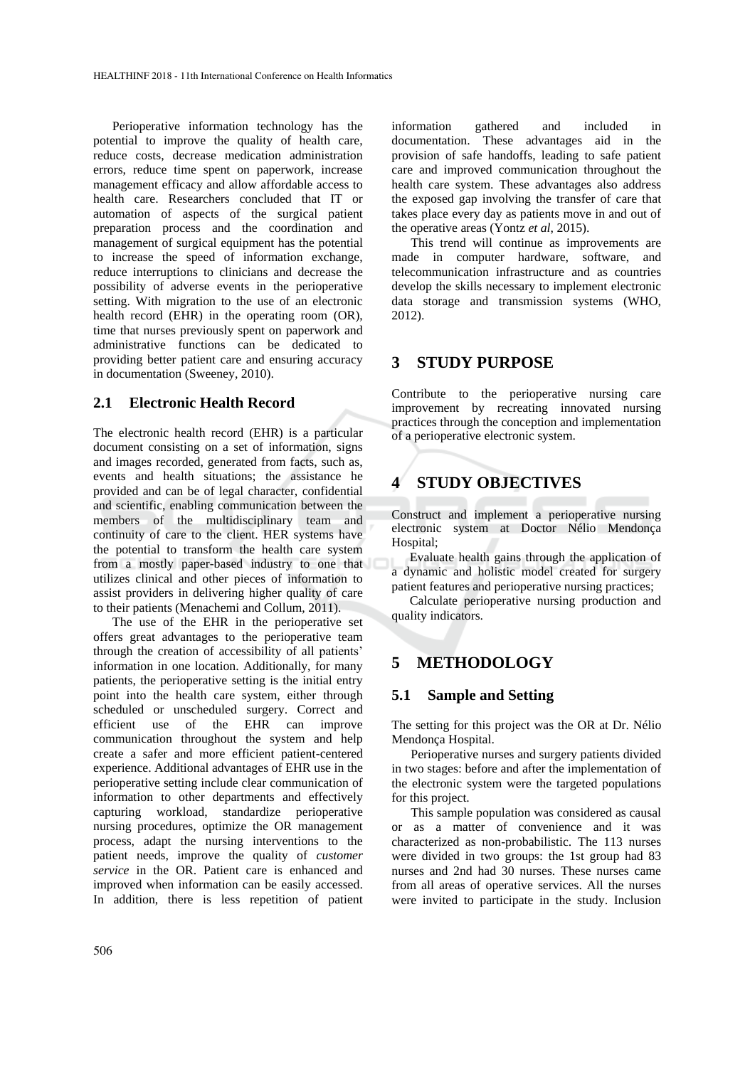Perioperative information technology has the potential to improve the quality of health care, reduce costs, decrease medication administration errors, reduce time spent on paperwork, increase management efficacy and allow affordable access to health care. Researchers concluded that IT or automation of aspects of the surgical patient preparation process and the coordination and management of surgical equipment has the potential to increase the speed of information exchange, reduce interruptions to clinicians and decrease the possibility of adverse events in the perioperative setting. With migration to the use of an electronic health record (EHR) in the operating room (OR), time that nurses previously spent on paperwork and administrative functions can be dedicated to providing better patient care and ensuring accuracy in documentation (Sweeney, 2010).

## 2.1 Electronic Health Record

The electronic health record (EHR) is a particular document consisting on a set of information, signs and images recorded, generated from facts, such as, events and health situations; the assistance he provided and can be of legal character, confidential and scientific, enabling communication between the members of the multidisciplinary team and continuity of care to the client. HER systems have the potential to transform the health care system from a mostly paper-based industry to one that utilizes clinical and other pieces of information to assist providers in delivering higher quality of care to their patients (Menachemi and Collum, 2011).

The use of the EHR in the perioperative set offers great advantages to the perioperative team through the creation of accessibility of all patients' information in one location. Additionally, for many patients, the perioperative setting is the initial entry point into the health care system, either through scheduled or unscheduled surgery. Correct and efficient use of the EHR can improve communication throughout the system and help create a safer and more efficient patient-centered experience. Additional advantages of EHR use in the perioperative setting include clear communication of information to other departments and effectively capturing workload, standardize perioperative nursing procedures, optimize the OR management process, adapt the nursing interventions to the patient needs, improve the quality of *customer service* in the OR. Patient care is enhanced and improved when information can be easily accessed. In addition, there is less repetition of patient information gathered and included in documentation. These advantages aid in the provision of safe handoffs, leading to safe patient care and improved communication throughout the health care system. These advantages also address the exposed gap involving the transfer of care that takes place every day as patients move in and out of the operative areas (Yontz *et al*, 2015).

This trend will continue as improvements are made in computer hardware, software, and telecommunication infrastructure and as countries develop the skills necessary to implement electronic data storage and transmission systems (WHO, 2012).

# 3 STUDY PURPOSE

Contribute to the perioperative nursing care improvement by recreating innovated nursing practices through the conception and implementation of a perioperative electronic system.

# 4 STUDY OBJECTIVES

Construct and implement a perioperative nursing electronic system at Doctor Nélio Mendonça Hospital;

Evaluate health gains through the application of a dynamic and holistic model created for surgery patient features and perioperative nursing practices;

Calculate perioperative nursing production and quality indicators.

# 5 METHODOLOGY

## 5.1 Sample and Setting

The setting for this project was the OR at Dr. Nélio Mendonça Hospital.

Perioperative nurses and surgery patients divided in two stages: before and after the implementation of the electronic system were the targeted populations for this project.

This sample population was considered as causal or as a matter of convenience and it was characterized as non-probabilistic. The 113 nurses were divided in two groups: the 1st group had 83 nurses and 2nd had 30 nurses. These nurses came from all areas of operative services. All the nurses were invited to participate in the study. Inclusion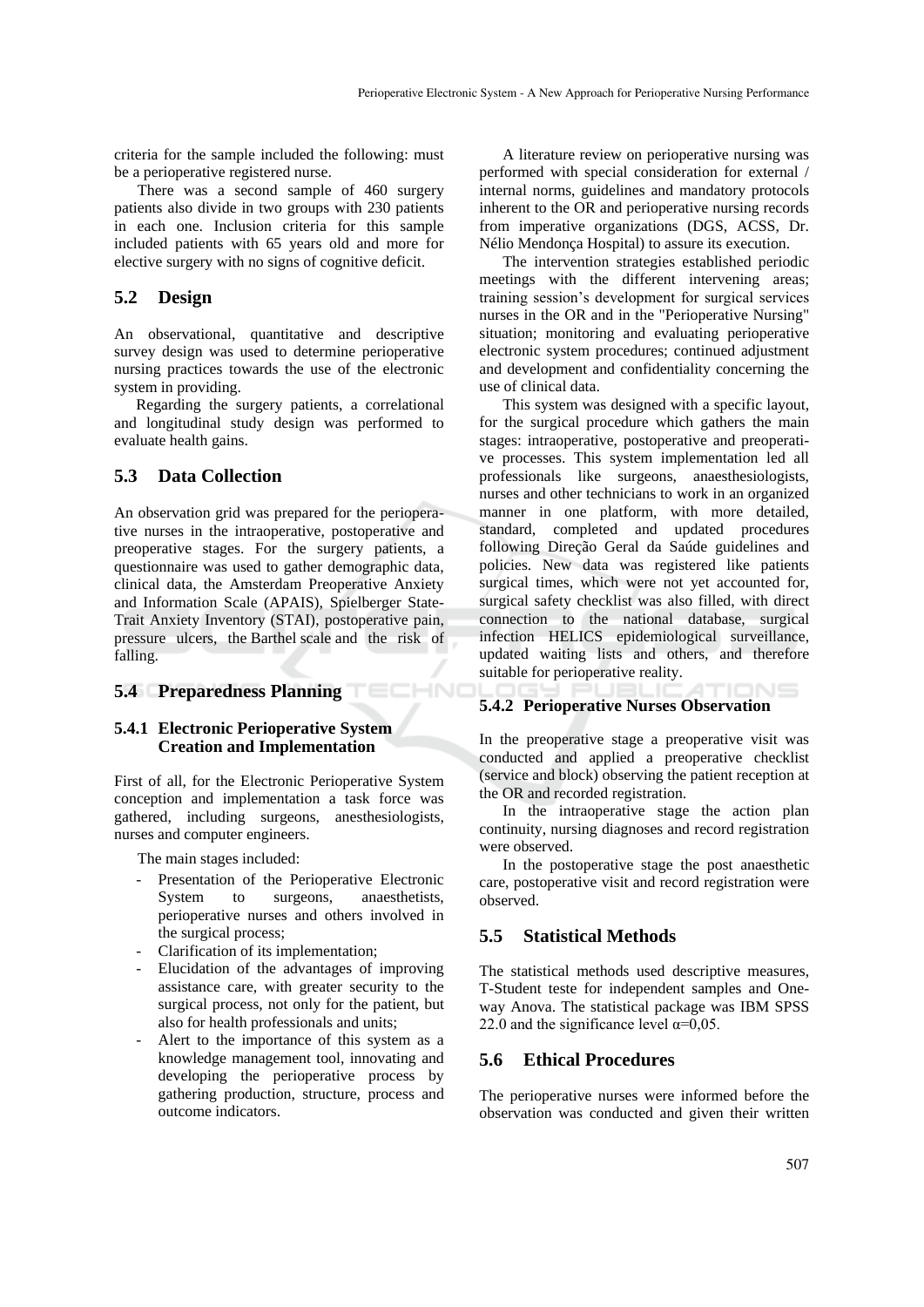criteria for the sample included the following: must be a perioperative registered nurse.

There was a second sample of 460 surgery patients also divide in two groups with 230 patients in each one. Inclusion criteria for this sample included patients with 65 years old and more for elective surgery with no signs of cognitive deficit.

## 5.2 Design

An observational, quantitative and descriptive survey design was used to determine perioperative nursing practices towards the use of the electronic system in providing.

Regarding the surgery patients, a correlational and longitudinal study design was performed to evaluate health gains.

## 5.3 Data Collection

An observation grid was prepared for the perioperative nurses in the intraoperative, postoperative and preoperative stages. For the surgery patients, a questionnaire was used to gather demographic data, clinical data, the Amsterdam Preoperative Anxiety and Information Scale (APAIS), Spielberger State-Trait Anxiety Inventory (STAI), postoperative pain, pressure ulcers, the Barthel scale and the risk of falling.

## 5.4 Preparedness Planning

### 5.4.1 Electronic Perioperative System Creation and Implementation

First of all, for the Electronic Perioperative System conception and implementation a task force was gathered, including surgeons, anesthesiologists, nurses and computer engineers.

The main stages included:

- Presentation of the Perioperative Electronic System to surgeons, anaesthetists, perioperative nurses and others involved in the surgical process;
- Clarification of its implementation;
- Elucidation of the advantages of improving assistance care, with greater security to the surgical process, not only for the patient, but also for health professionals and units;
- Alert to the importance of this system as a knowledge management tool, innovating and developing the perioperative process by gathering production, structure, process and outcome indicators.

A literature review on perioperative nursing was performed with special consideration for external / internal norms, guidelines and mandatory protocols inherent to the OR and perioperative nursing records from imperative organizations (DGS, ACSS, Dr. Nélio Mendonça Hospital) to assure its execution.

The intervention strategies established periodic meetings with the different intervening areas; training session's development for surgical services nurses in the OR and in the "Perioperative Nursing" situation; monitoring and evaluating perioperative electronic system procedures; continued adjustment and development and confidentiality concerning the use of clinical data.

This system was designed with a specific layout, for the surgical procedure which gathers the main stages: intraoperative, postoperative and preoperative processes. This system implementation led all professionals like surgeons, anaesthesiologists, nurses and other technicians to work in an organized manner in one platform, with more detailed, standard, completed and updated procedures following Direção Geral da Saúde guidelines and policies. New data was registered like patients surgical times, which were not yet accounted for, surgical safety checklist was also filled, with direct connection to the national database, surgical infection HELICS epidemiological surveillance, updated waiting lists and others, and therefore suitable for perioperative reality.

### 5.4.2 Perioperative Nurses Observation

In the preoperative stage a preoperative visit was conducted and applied a preoperative checklist (service and block) observing the patient reception at the OR and recorded registration.

In the intraoperative stage the action plan continuity, nursing diagnoses and record registration were observed.

In the postoperative stage the post anaesthetic care, postoperative visit and record registration were observed.

## 5.5 Statistical Methods

The statistical methods used descriptive measures, T-Student teste for independent samples and One-way Anova. The statistical package was IBM SPSS 22.0 and the significance level $\alpha$=0,05.

## 5.6 Ethical Procedures

The perioperative nurses were informed before the observation was conducted and given their written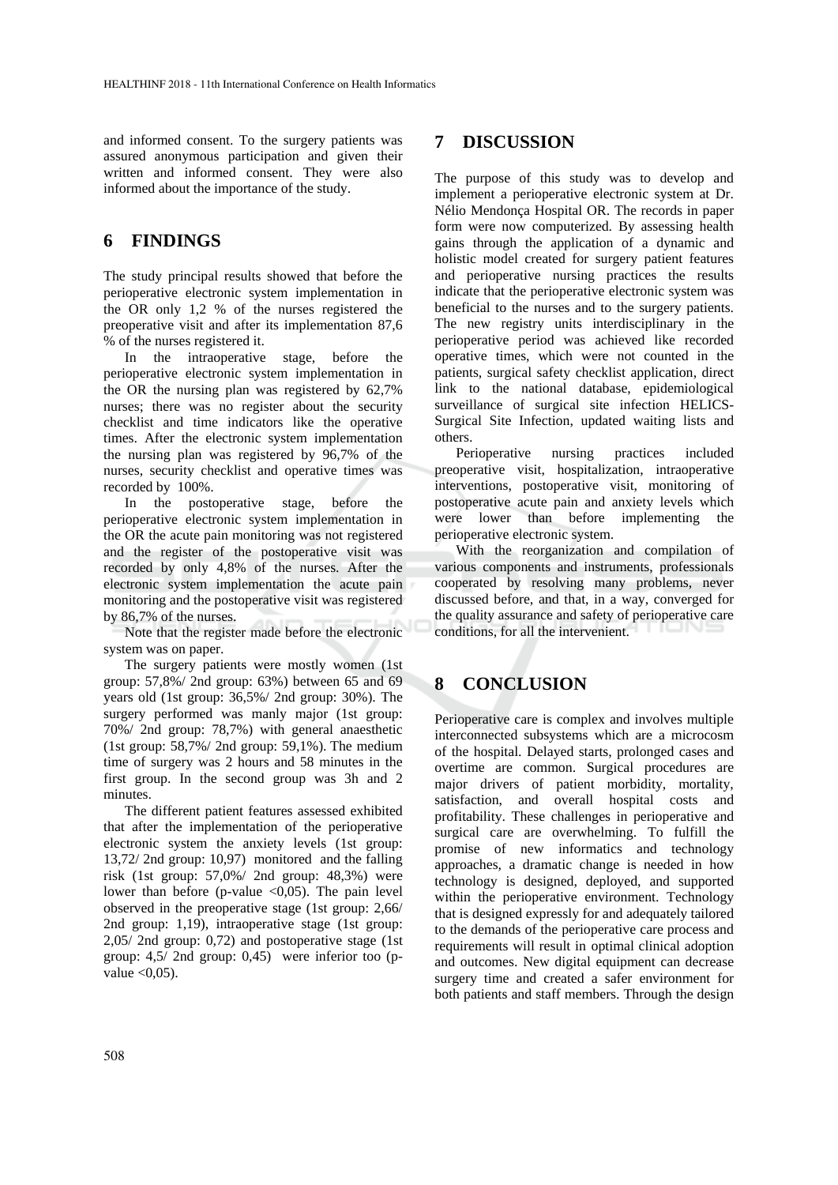and informed consent. To the surgery patients was assured anonymous participation and given their written and informed consent. They were also informed about the importance of the study.

## 6 FINDINGS

The study principal results showed that before the perioperative electronic system implementation in the OR only 1,2 % of the nurses registered the preoperative visit and after its implementation 87,6 % of the nurses registered it.

In the intraoperative stage, before the perioperative electronic system implementation in the OR the nursing plan was registered by 62,7% nurses; there was no register about the security checklist and time indicators like the operative times. After the electronic system implementation the nursing plan was registered by 96,7% of the nurses, security checklist and operative times was recorded by 100%.

In the postoperative stage, before the perioperative electronic system implementation in the OR the acute pain monitoring was not registered and the register of the postoperative visit was recorded by only 4,8% of the nurses. After the electronic system implementation the acute pain monitoring and the postoperative visit was registered by 86,7% of the nurses.

Note that the register made before the electronic system was on paper.

The surgery patients were mostly women (1st group: 57,8%/ 2nd group: 63%) between 65 and 69 years old (1st group: 36,5%/ 2nd group: 30%). The surgery performed was manly major (1st group: 70%/ 2nd group: 78,7%) with general anaesthetic (1st group: 58,7%/ 2nd group: 59,1%). The medium time of surgery was 2 hours and 58 minutes in the first group. In the second group was 3h and 2 minutes.

The different patient features assessed exhibited that after the implementation of the perioperative electronic system the anxiety levels (1st group: 13,72/ 2nd group: 10,97) monitored and the falling risk (1st group: 57,0%/ 2nd group: 48,3%) were lower than before (p-value <0,05). The pain level observed in the preoperative stage (1st group: 2,66/ 2nd group: 1,19), intraoperative stage (1st group: 2,05/ 2nd group: 0,72) and postoperative stage (1st group: 4,5/ 2nd group: 0,45) were inferior too (p-value <0,05).

## 7 DISCUSSION

The purpose of this study was to develop and implement a perioperative electronic system at Dr. Nélio Mendonça Hospital OR. The records in paper form were now computerized. By assessing health gains through the application of a dynamic and holistic model created for surgery patient features and perioperative nursing practices the results indicate that the perioperative electronic system was beneficial to the nurses and to the surgery patients. The new registry units interdisciplinary in the perioperative period was achieved like recorded operative times, which were not counted in the patients, surgical safety checklist application, direct link to the national database, epidemiological surveillance of surgical site infection HELICS-Surgical Site Infection, updated waiting lists and others.

Perioperative nursing practices included preoperative visit, hospitalization, intraoperative interventions, postoperative visit, monitoring of postoperative acute pain and anxiety levels which were lower than before implementing the perioperative electronic system.

With the reorganization and compilation of various components and instruments, professionals cooperated by resolving many problems, never discussed before, and that, in a way, converged for the quality assurance and safety of perioperative care conditions, for all the intervenient.

## 8 CONCLUSION

Perioperative care is complex and involves multiple interconnected subsystems which are a microcosm of the hospital. Delayed starts, prolonged cases and overtime are common. Surgical procedures are major drivers of patient morbidity, mortality, satisfaction, and overall hospital costs and profitability. These challenges in perioperative and surgical care are overwhelming. To fulfill the promise of new informatics and technology approaches, a dramatic change is needed in how technology is designed, deployed, and supported within the perioperative environment. Technology that is designed expressly for and adequately tailored to the demands of the perioperative care process and requirements will result in optimal clinical adoption and outcomes. New digital equipment can decrease surgery time and created a safer environment for both patients and staff members. Through the design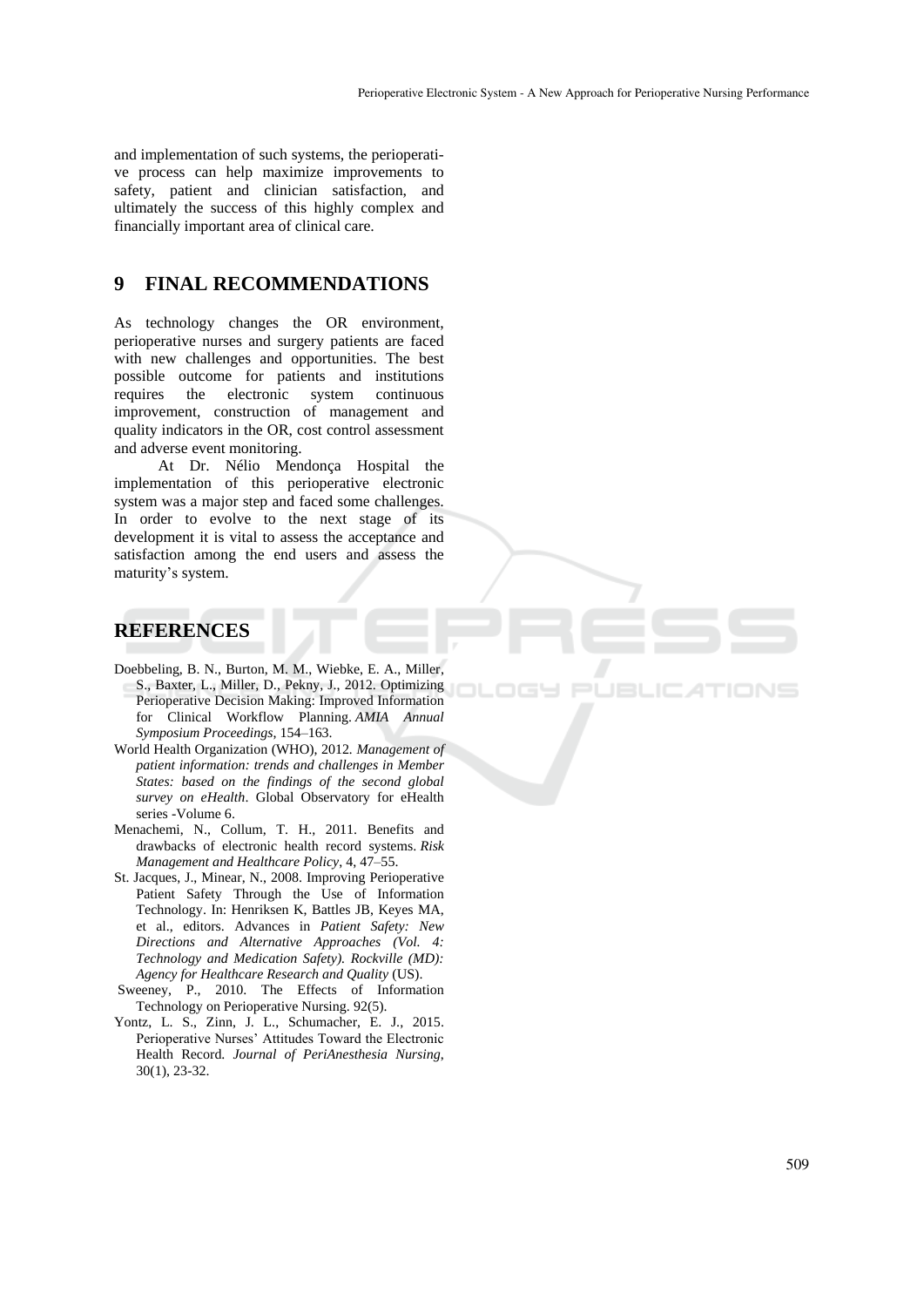and implementation of such systems, the perioperative process can help maximize improvements to safety, patient and clinician satisfaction, and ultimately the success of this highly complex and financially important area of clinical care.

## 9 FINAL RECOMMENDATIONS

As technology changes the OR environment, perioperative nurses and surgery patients are faced with new challenges and opportunities. The best possible outcome for patients and institutions requires the electronic system continuous improvement, construction of management and quality indicators in the OR, cost control assessment and adverse event monitoring.

At Dr. Nélio Mendonça Hospital the implementation of this perioperative electronic system was a major step and faced some challenges. In order to evolve to the next stage of its development it is vital to assess the acceptance and satisfaction among the end users and assess the maturity's system.

## REFERENCES

Doebbeling, B. N., Burton, M. M., Wiebke, E. A., Miller, S., Baxter, L., Miller, D., Pekny, J., 2012. Optimizing Perioperative Decision Making: Improved Information for Clinical Workflow Planning. *AMIA Annual Symposium Proceedings*, 154–163.

World Health Organization (WHO), 2012. *Management of patient information: trends and challenges in Member States: based on the findings of the second global survey on eHealth*. Global Observatory for eHealth series -Volume 6.

Menachemi, N., Collum, T. H., 2011. Benefits and drawbacks of electronic health record systems. *Risk Management and Healthcare Policy*, 4, 47–55.

St. Jacques, J., Minear, N., 2008. Improving Perioperative Patient Safety Through the Use of Information Technology. In: Henriksen K, Battles JB, Keyes MA, et al., editors. Advances in *Patient Safety: New Directions and Alternative Approaches (Vol. 4: Technology and Medication Safety). Rockville (MD): Agency for Healthcare Research and Quality* (US).

Sweeney, P., 2010. The Effects of Information Technology on Perioperative Nursing. 92(5).

Yontz, L. S., Zinn, J. L., Schumacher, E. J., 2015. Perioperative Nurses' Attitudes Toward the Electronic Health Record. *Journal of PeriAnesthesia Nursing*, 30(1), 23-32.